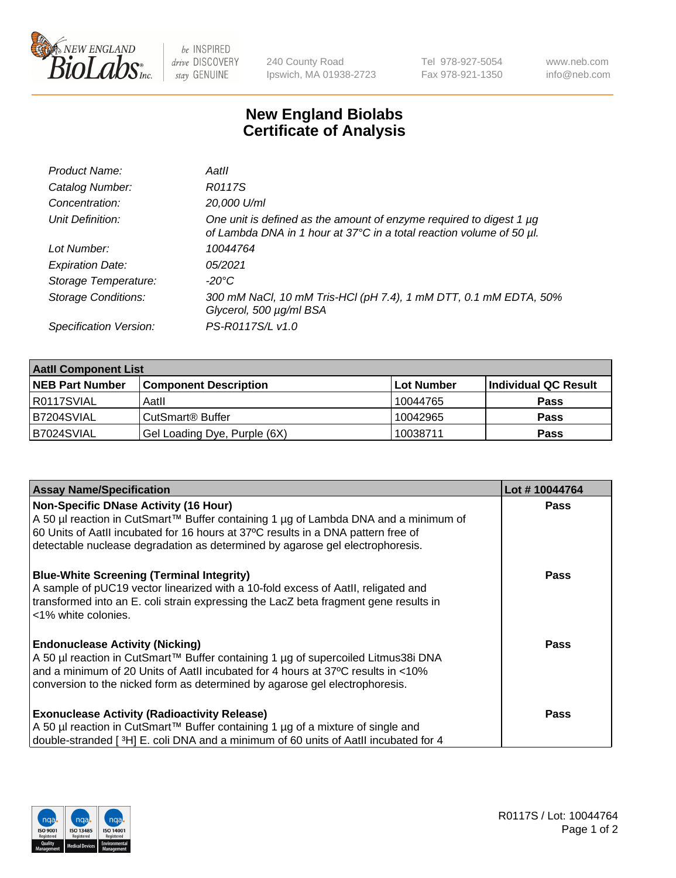New England BioLabs Inc. — be INSPIRED drive DISCOVERY stay GENUINE

240 County Road
Ipswich, MA 01938-2723

Tel 978-927-5054
Fax 978-921-1350

www.neb.com
info@neb.com

# New England Biolabs
# Certificate of Analysis

| | |
|---|---|
| *Product Name:* | *AatII* |
| *Catalog Number:* | *R0117S* |
| *Concentration:* | *20,000 U/ml* |
| *Unit Definition:* | *One unit is defined as the amount of enzyme required to digest 1 µg of Lambda DNA in 1 hour at 37°C in a total reaction volume of 50 µl.* |
| *Lot Number:* | *10044764* |
| *Expiration Date:* | *05/2021* |
| *Storage Temperature:* | *-20°C* |
| *Storage Conditions:* | *300 mM NaCl, 10 mM Tris-HCl (pH 7.4), 1 mM DTT, 0.1 mM EDTA, 50% Glycerol, 500 µg/ml BSA* |
| *Specification Version:* | *PS-R0117S/L v1.0* |

| AatII Component List | | | |
|---|---|---|---|
| **NEB Part Number** | **Component Description** | **Lot Number** | **Individual QC Result** |
| R0117SVIAL | AatII | 10044765 | **Pass** |
| B7204SVIAL | CutSmart® Buffer | 10042965 | **Pass** |
| B7024SVIAL | Gel Loading Dye, Purple (6X) | 10038711 | **Pass** |

| Assay Name/Specification | Lot # 10044764 |
|---|---|
| **Non-Specific DNase Activity (16 Hour)**<br>A 50 µl reaction in CutSmart™ Buffer containing 1 µg of Lambda DNA and a minimum of 60 Units of AatII incubated for 16 hours at 37ºC results in a DNA pattern free of detectable nuclease degradation as determined by agarose gel electrophoresis. | **Pass** |
| **Blue-White Screening (Terminal Integrity)**<br>A sample of pUC19 vector linearized with a 10-fold excess of AatII, religated and transformed into an E. coli strain expressing the LacZ beta fragment gene results in <1% white colonies. | **Pass** |
| **Endonuclease Activity (Nicking)**<br>A 50 µl reaction in CutSmart™ Buffer containing 1 µg of supercoiled Litmus38i DNA and a minimum of 20 Units of AatII incubated for 4 hours at 37ºC results in <10% conversion to the nicked form as determined by agarose gel electrophoresis. | **Pass** |
| **Exonuclease Activity (Radioactivity Release)**<br>A 50 µl reaction in CutSmart™ Buffer containing 1 µg of a mixture of single and double-stranded [ $^3$H] E. coli DNA and a minimum of 60 units of AatII incubated for 4 | **Pass** |

R0117S / Lot: 10044764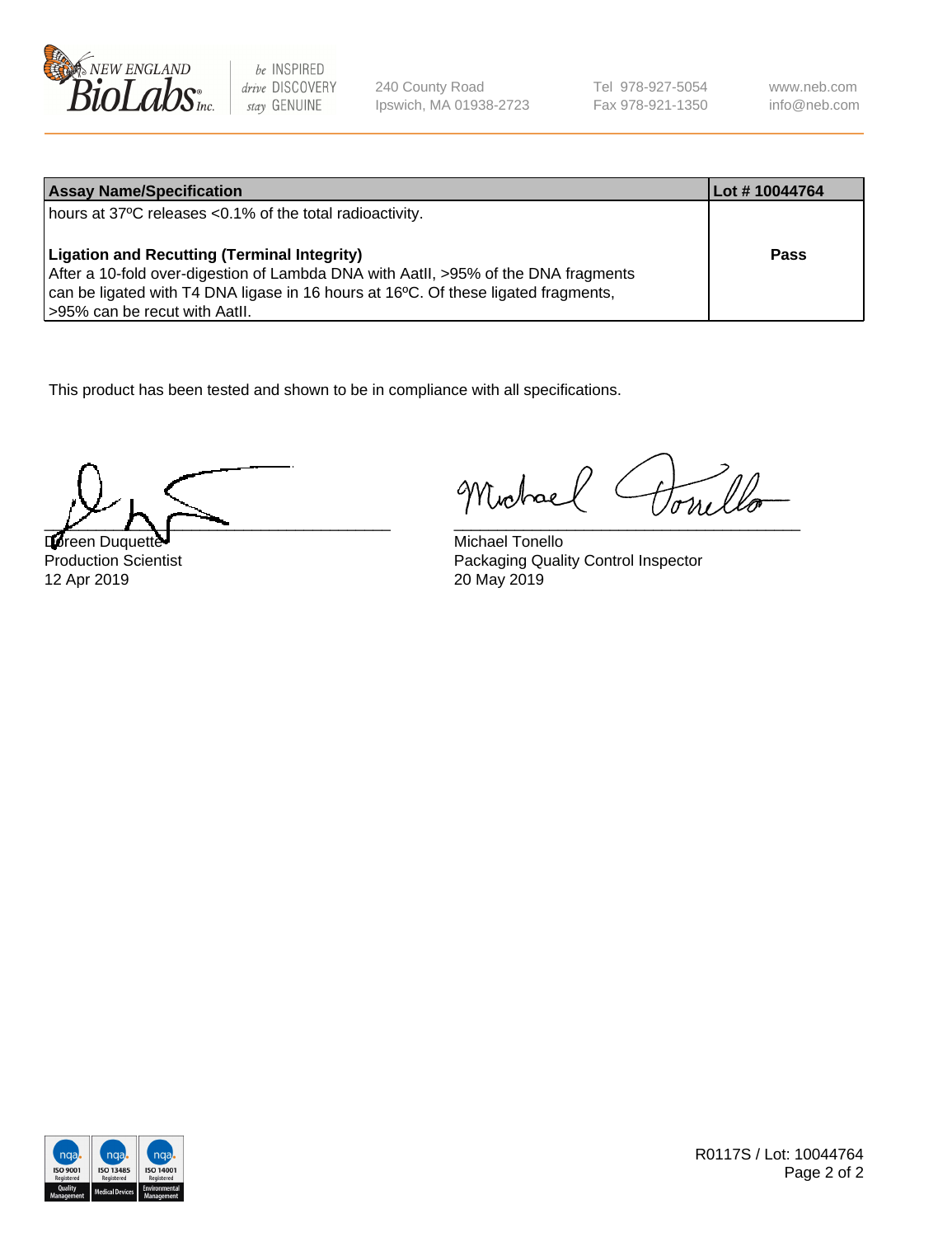| Assay Name/Specification | Lot # 10044764 |
| --- | --- |
| hours at 37ºC releases <0.1% of the total radioactivity. | |
| **Ligation and Recutting (Terminal Integrity)**<br>After a 10-fold over-digestion of Lambda DNA with AatII, >95% of the DNA fragments can be ligated with T4 DNA ligase in 16 hours at 16ºC. Of these ligated fragments, >95% can be recut with AatII. | **Pass** |

This product has been tested and shown to be in compliance with all specifications.

Doreen Duquette
Production Scientist
12 Apr 2019

Michael Tonello
Packaging Quality Control Inspector
20 May 2019

R0117S / Lot: 10044764